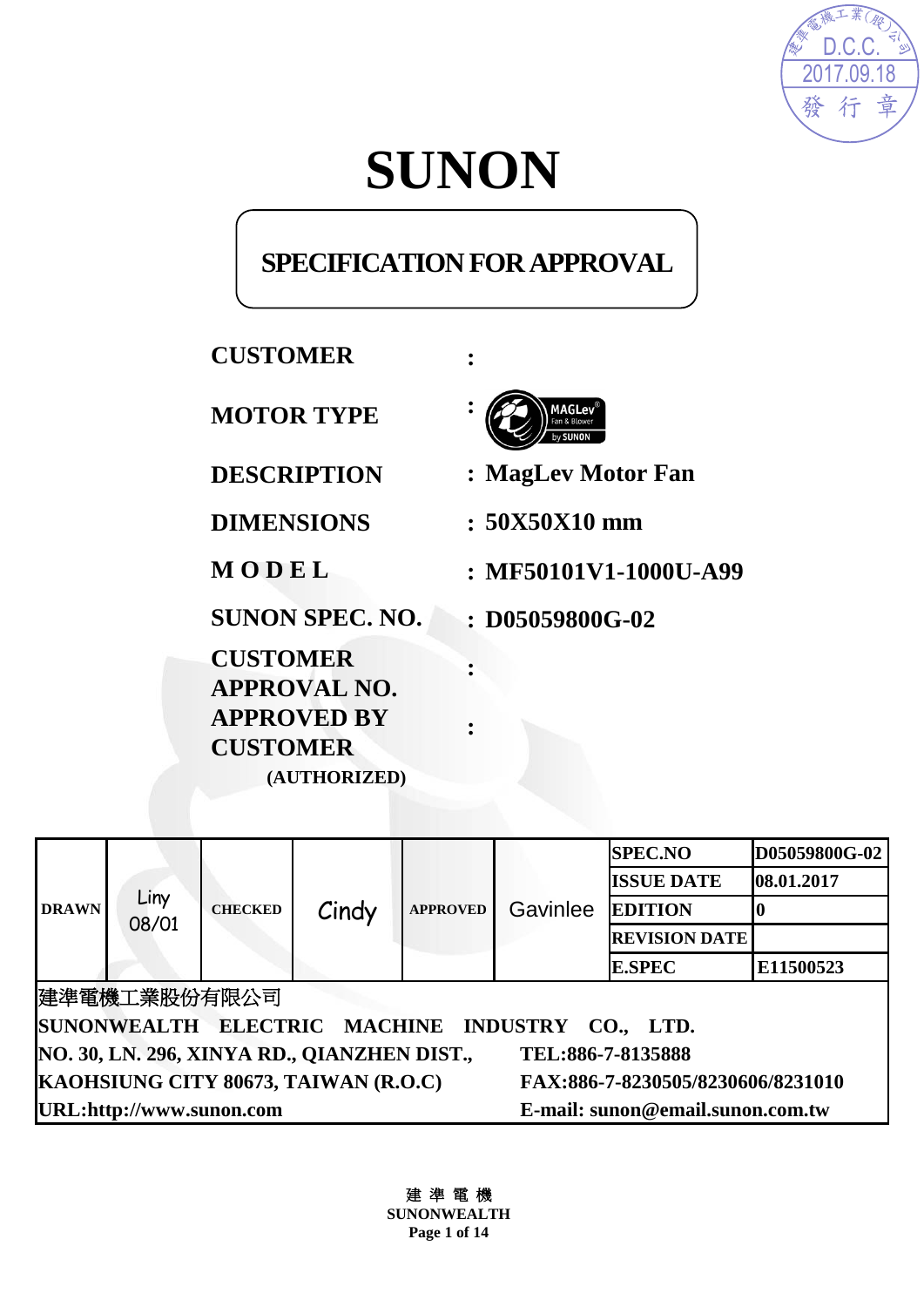建準電機工業(股)公司
D.C.C.
2017.09.18
發 行 章

# SUNON

## SPECIFICATION FOR APPROVAL

| | |
|---|---|
| **CUSTOMER** | : |
| **MOTOR TYPE** | : MAGLev Fan & Blower by SUNON |
| **DESCRIPTION** | : **MagLev Motor Fan** |
| **DIMENSIONS** | : **50X50X10 mm** |
| **M O D E L** | : **MF50101V1-1000U-A99** |
| **SUNON SPEC. NO.** | : **D05059800G-02** |
| **CUSTOMER APPROVAL NO.** | : |
| **APPROVED BY CUSTOMER (AUTHORIZED)** | : |

| DRAWN | Liny 08/01 | CHECKED | Cindy | APPROVED | Gavinlee | SPEC.NO | D05059800G-02 |
|---|---|---|---|---|---|---|---|
| | | | | | | ISSUE DATE | 08.01.2017 |
| | | | | | | EDITION | 0 |
| | | | | | | REVISION DATE | |
| | | | | | | E.SPEC | E11500523 |

建準電機工業股份有限公司

**SUNONWEALTH ELECTRIC MACHINE INDUSTRY CO., LTD.**

**NO. 30, LN. 296, XINYA RD., QIANZHEN DIST.,** **TEL:886-7-8135888**

**KAOHSIUNG CITY 80673, TAIWAN (R.O.C)** **FAX:886-7-8230505/8230606/8231010**

**URL:http://www.sunon.com** **E-mail: sunon@email.sunon.com.tw**

**建 準 電 機**
**SUNONWEALTH**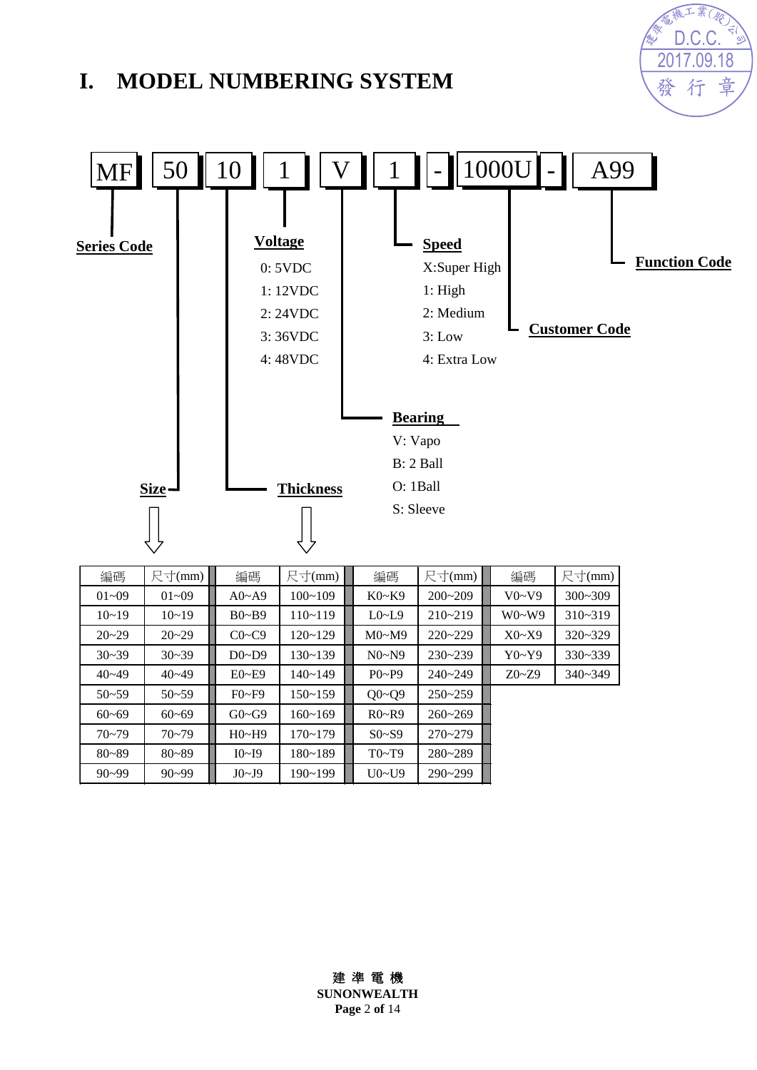# I. MODEL NUMBERING SYSTEM

MF | 50 | 10 | 1 | V | 1 | - | 1000U | - | A99

- **MF** — Series Code
- **50** — Size
- **10** — Thickness
- **1** — **Voltage**
  - 0: 5VDC
  - 1: 12VDC
  - 2: 24VDC
  - 3: 36VDC
  - 4: 48VDC
- **V** — **Bearing**
  - V: Vapo
  - B: 2 Ball
  - O: 1Ball
  - S: Sleeve
- **1** — **Speed**
  - X:Super High
  - 1: High
  - 2: Medium
  - 3: Low
  - 4: Extra Low
- **1000U** — Customer Code
- **A99** — Function Code

Size / Thickness:

| 編碼 | 尺寸(mm) | 編碼 | 尺寸(mm) | 編碼 | 尺寸(mm) | 編碼 | 尺寸(mm) |
|---|---|---|---|---|---|---|---|
| 01~09 | 01~09 | A0~A9 | 100~109 | K0~K9 | 200~209 | V0~V9 | 300~309 |
| 10~19 | 10~19 | B0~B9 | 110~119 | L0~L9 | 210~219 | W0~W9 | 310~319 |
| 20~29 | 20~29 | C0~C9 | 120~129 | M0~M9 | 220~229 | X0~X9 | 320~329 |
| 30~39 | 30~39 | D0~D9 | 130~139 | N0~N9 | 230~239 | Y0~Y9 | 330~339 |
| 40~49 | 40~49 | E0~E9 | 140~149 | P0~P9 | 240~249 | Z0~Z9 | 340~349 |
| 50~59 | 50~59 | F0~F9 | 150~159 | Q0~Q9 | 250~259 | | |
| 60~69 | 60~69 | G0~G9 | 160~169 | R0~R9 | 260~269 | | |
| 70~79 | 70~79 | H0~H9 | 170~179 | S0~S9 | 270~279 | | |
| 80~89 | 80~89 | I0~I9 | 180~189 | T0~T9 | 280~289 | | |
| 90~99 | 90~99 | J0~J9 | 190~199 | U0~U9 | 290~299 | | |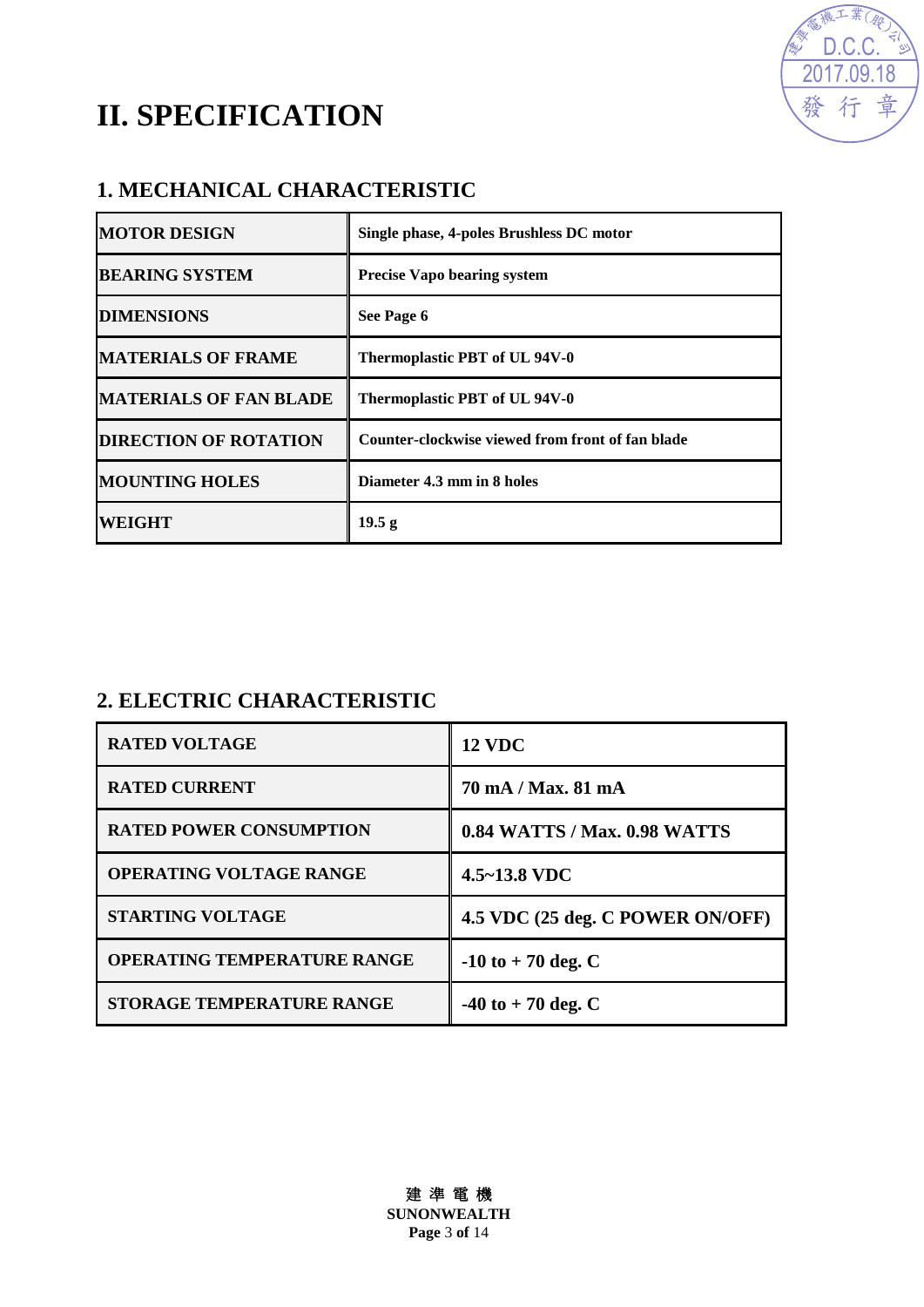# II. SPECIFICATION

## 1. MECHANICAL CHARACTERISTIC

| MOTOR DESIGN | Single phase, 4-poles Brushless DC motor |
|---|---|
| BEARING SYSTEM | Precise Vapo bearing system |
| DIMENSIONS | See Page 6 |
| MATERIALS OF FRAME | Thermoplastic PBT of UL 94V-0 |
| MATERIALS OF FAN BLADE | Thermoplastic PBT of UL 94V-0 |
| DIRECTION OF ROTATION | Counter-clockwise viewed from front of fan blade |
| MOUNTING HOLES | Diameter 4.3 mm in 8 holes |
| WEIGHT | 19.5 g |

## 2. ELECTRIC CHARACTERISTIC

| RATED VOLTAGE | 12 VDC |
|---|---|
| RATED CURRENT | 70 mA / Max. 81 mA |
| RATED POWER CONSUMPTION | 0.84 WATTS / Max. 0.98 WATTS |
| OPERATING VOLTAGE RANGE | 4.5~13.8 VDC |
| STARTING VOLTAGE | 4.5 VDC (25 deg. C POWER ON/OFF) |
| OPERATING TEMPERATURE RANGE | -10 to + 70 deg. C |
| STORAGE TEMPERATURE RANGE | -40 to + 70 deg. C |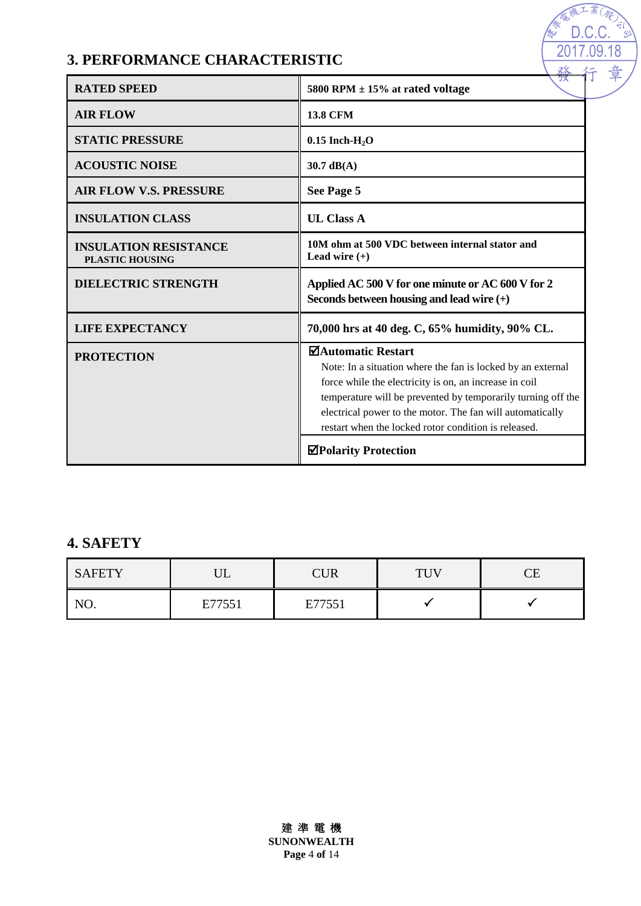## 3. PERFORMANCE CHARACTERISTIC

| | |
|---|---|
| **RATED SPEED** | **5800 RPM ± 15% at rated voltage** |
| **AIR FLOW** | **13.8 CFM** |
| **STATIC PRESSURE** | **0.15 Inch-$H_2O$** |
| **ACOUSTIC NOISE** | **30.7 dB(A)** |
| **AIR FLOW V.S. PRESSURE** | **See Page 5** |
| **INSULATION CLASS** | **UL Class A** |
| **INSULATION RESISTANCE** PLASTIC HOUSING | **10M ohm at 500 VDC between internal stator and Lead wire (+)** |
| **DIELECTRIC STRENGTH** | **Applied AC 500 V for one minute or AC 600 V for 2 Seconds between housing and lead wire (+)** |
| **LIFE EXPECTANCY** | **70,000 hrs at 40 deg. C, 65% humidity, 90% CL.** |
| **PROTECTION** | ☑**Automatic Restart** Note: In a situation where the fan is locked by an external force while the electricity is on, an increase in coil temperature will be prevented by temporarily turning off the electrical power to the motor. The fan will automatically restart when the locked rotor condition is released. |
| | ☑**Polarity Protection** |

## 4. SAFETY

| SAFETY | UL | CUR | TUV | CE |
|---|---|---|---|---|
| NO. | E77551 | E77551 | ✓ | ✓ |

建 準 電 機
**SUNONWEALTH**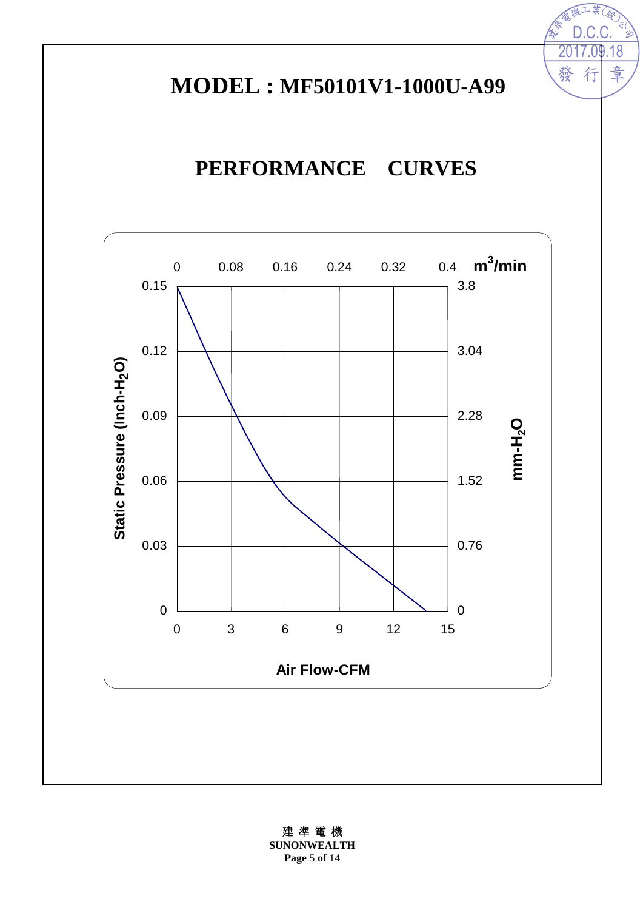# MODEL : MF50101V1-1000U-A99

## PERFORMANCE CURVES

Static Pressure (Inch-$H_2O$) vs. Air Flow-CFM

| Axis | Values |
|---|---|
| Air Flow-CFM | 0, 3, 6, 9, 12, 15 |
| $m^3/min$ | 0, 0.08, 0.16, 0.24, 0.32, 0.4 |
| Static Pressure (Inch-$H_2O$) | 0, 0.03, 0.06, 0.09, 0.12, 0.15 |
| mm-$H_2O$ | 0, 0.76, 1.52, 2.28, 3.04, 3.8 |

建準電機
SUNONWEALTH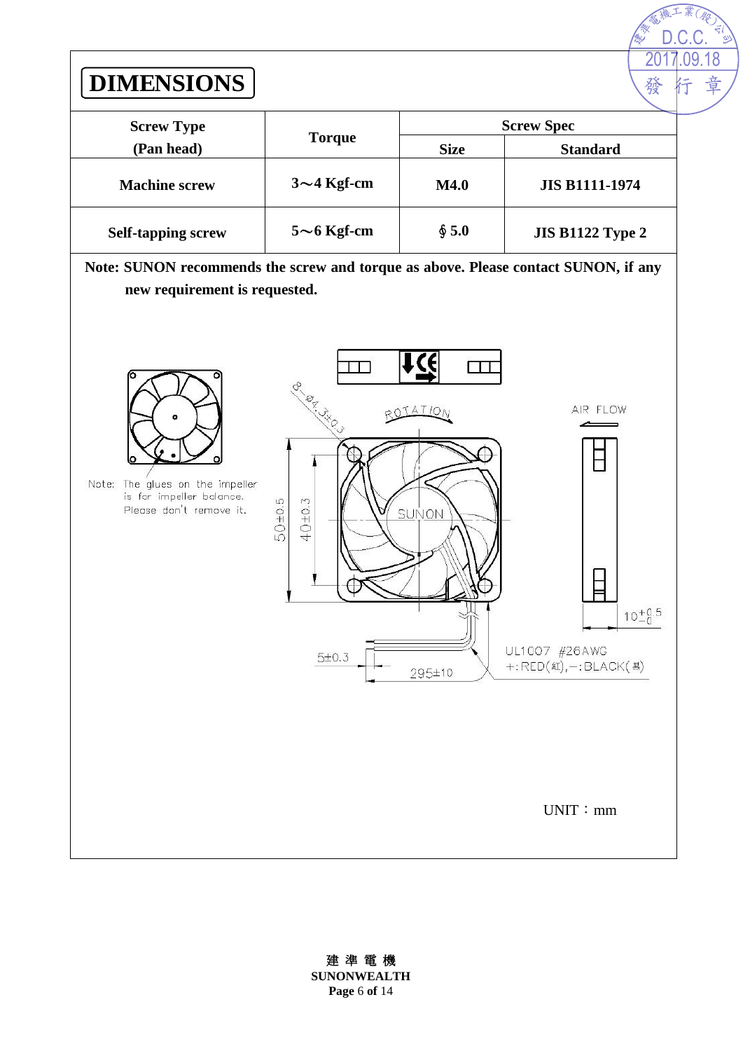# DIMENSIONS

| Screw Type (Pan head) | Torque | Screw Spec | |
|---|---|---|---|
| | | Size | Standard |
| Machine screw | 3～4 Kgf-cm | M4.0 | JIS B1111-1974 |
| Self-tapping screw | 5～6 Kgf-cm | ∮5.0 | JIS B1122 Type 2 |

**Note: SUNON recommends the screw and torque as above. Please contact SUNON, if any new requirement is requested.**

Note: The glues on the impeller is for impeller balance. Please don't remove it.

8-Ø4.3±0.3

ROTATION

AIR FLOW

SUNON

50±0.5

40±0.3

$10^{+0.5}_{-0}$

5±0.3

295±10

UL1007 #26AWG
+:RED(紅),−:BLACK(黑)

UNIT：mm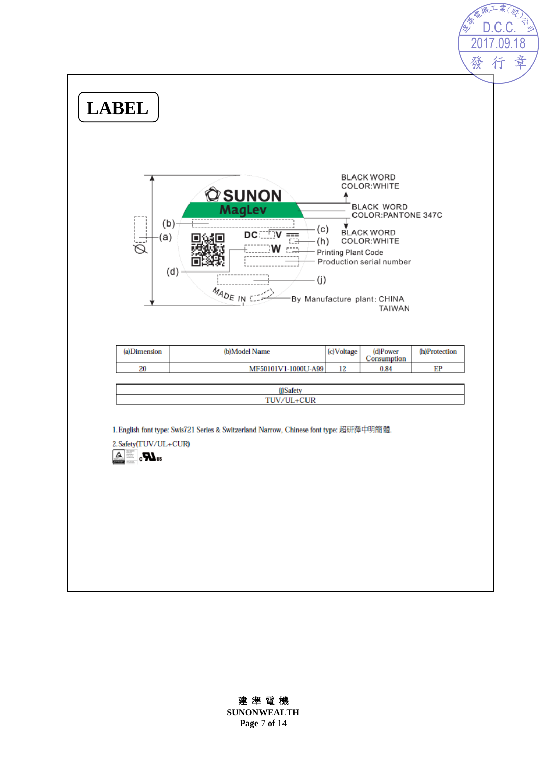# LABEL

BLACK WORD
COLOR:WHITE

SUNON
MagLev

BLACK WORD
COLOR:PANTONE 347C

(b)

(a)

DC V

W

(c)

(h)

BLACK WORD
COLOR:WHITE

Printing Plant Code

Production serial number

(d)

(j)

MADE IN

By Manufacture plant: CHINA
TAIWAN

| (a)Dimension | (b)Model Name | (c)Voltage | (d)Power Consumption | (h)Protection |
|---|---|---|---|---|
| 20 | MF50101V1-1000U-A99 | 12 | 0.84 | EP |

| (j)Safety |
|---|
| TUV/UL+CUR |

1.English font type: Swis721 Series & Switzerland Narrow, Chinese font type: 超研澤中明簡體.

2.Safety(TUV/UL+CUR)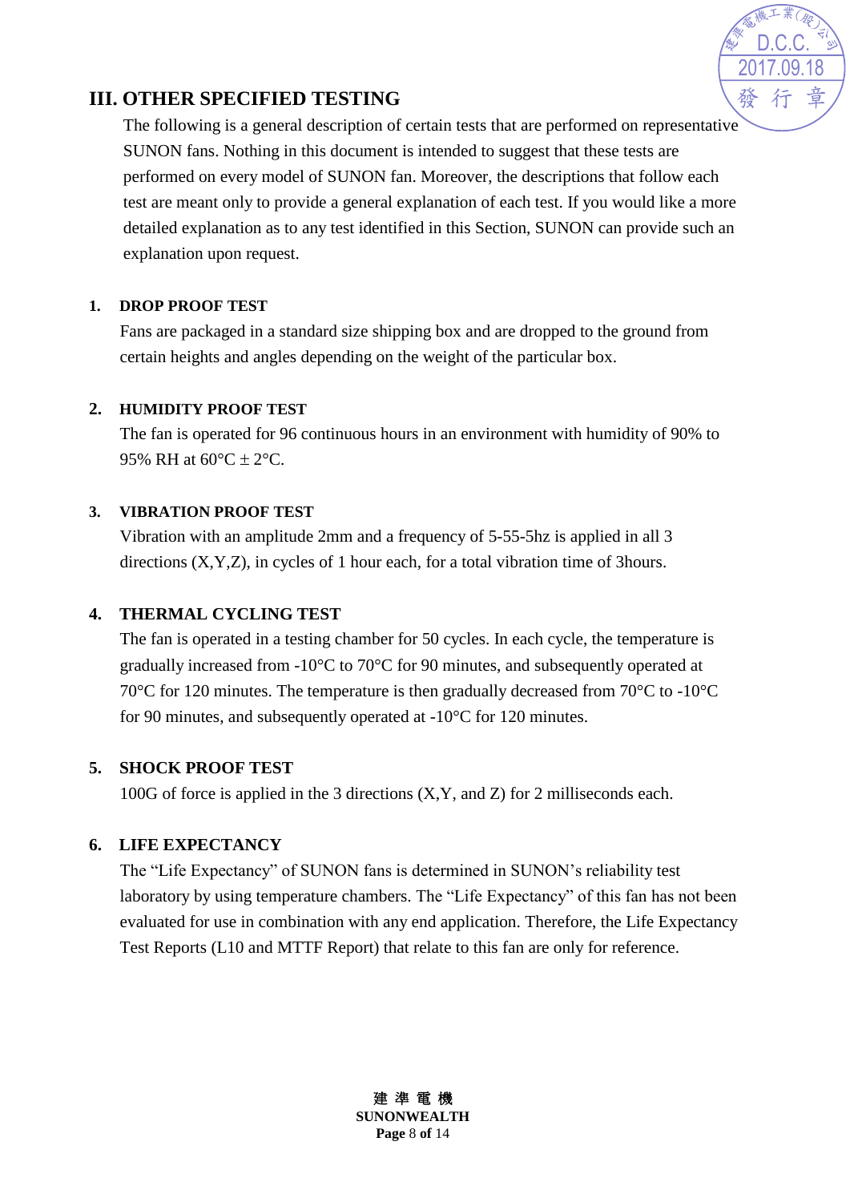## III. OTHER SPECIFIED TESTING

The following is a general description of certain tests that are performed on representative SUNON fans. Nothing in this document is intended to suggest that these tests are performed on every model of SUNON fan. Moreover, the descriptions that follow each test are meant only to provide a general explanation of each test. If you would like a more detailed explanation as to any test identified in this Section, SUNON can provide such an explanation upon request.

### 1. DROP PROOF TEST

Fans are packaged in a standard size shipping box and are dropped to the ground from certain heights and angles depending on the weight of the particular box.

### 2. HUMIDITY PROOF TEST

The fan is operated for 96 continuous hours in an environment with humidity of 90% to 95% RH at 60°C ± 2°C.

### 3. VIBRATION PROOF TEST

Vibration with an amplitude 2mm and a frequency of 5-55-5hz is applied in all 3 directions (X,Y,Z), in cycles of 1 hour each, for a total vibration time of 3hours.

### 4. THERMAL CYCLING TEST

The fan is operated in a testing chamber for 50 cycles. In each cycle, the temperature is gradually increased from -10°C to 70°C for 90 minutes, and subsequently operated at 70°C for 120 minutes. The temperature is then gradually decreased from 70°C to -10°C for 90 minutes, and subsequently operated at -10°C for 120 minutes.

### 5. SHOCK PROOF TEST

100G of force is applied in the 3 directions (X,Y, and Z) for 2 milliseconds each.

### 6. LIFE EXPECTANCY

The "Life Expectancy" of SUNON fans is determined in SUNON's reliability test laboratory by using temperature chambers. The "Life Expectancy" of this fan has not been evaluated for use in combination with any end application. Therefore, the Life Expectancy Test Reports (L10 and MTTF Report) that relate to this fan are only for reference.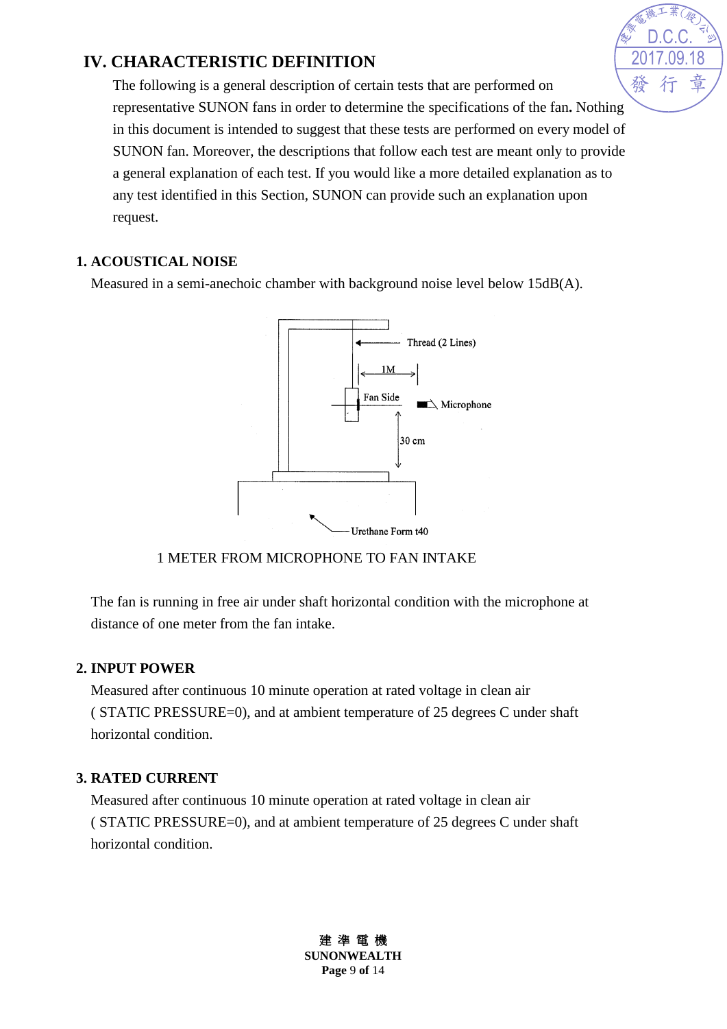## IV. CHARACTERISTIC DEFINITION

The following is a general description of certain tests that are performed on representative SUNON fans in order to determine the specifications of the fan**.** Nothing in this document is intended to suggest that these tests are performed on every model of SUNON fan. Moreover, the descriptions that follow each test are meant only to provide a general explanation of each test. If you would like a more detailed explanation as to any test identified in this Section, SUNON can provide such an explanation upon request.

### 1. ACOUSTICAL NOISE

Measured in a semi-anechoic chamber with background noise level below 15dB(A).

Thread (2 Lines)

1M

Fan Side

Microphone

30 cm

Urethane Form t40

1 METER FROM MICROPHONE TO FAN INTAKE

The fan is running in free air under shaft horizontal condition with the microphone at distance of one meter from the fan intake.

### 2. INPUT POWER

Measured after continuous 10 minute operation at rated voltage in clean air ( STATIC PRESSURE=0), and at ambient temperature of 25 degrees C under shaft horizontal condition.

### 3. RATED CURRENT

Measured after continuous 10 minute operation at rated voltage in clean air ( STATIC PRESSURE=0), and at ambient temperature of 25 degrees C under shaft horizontal condition.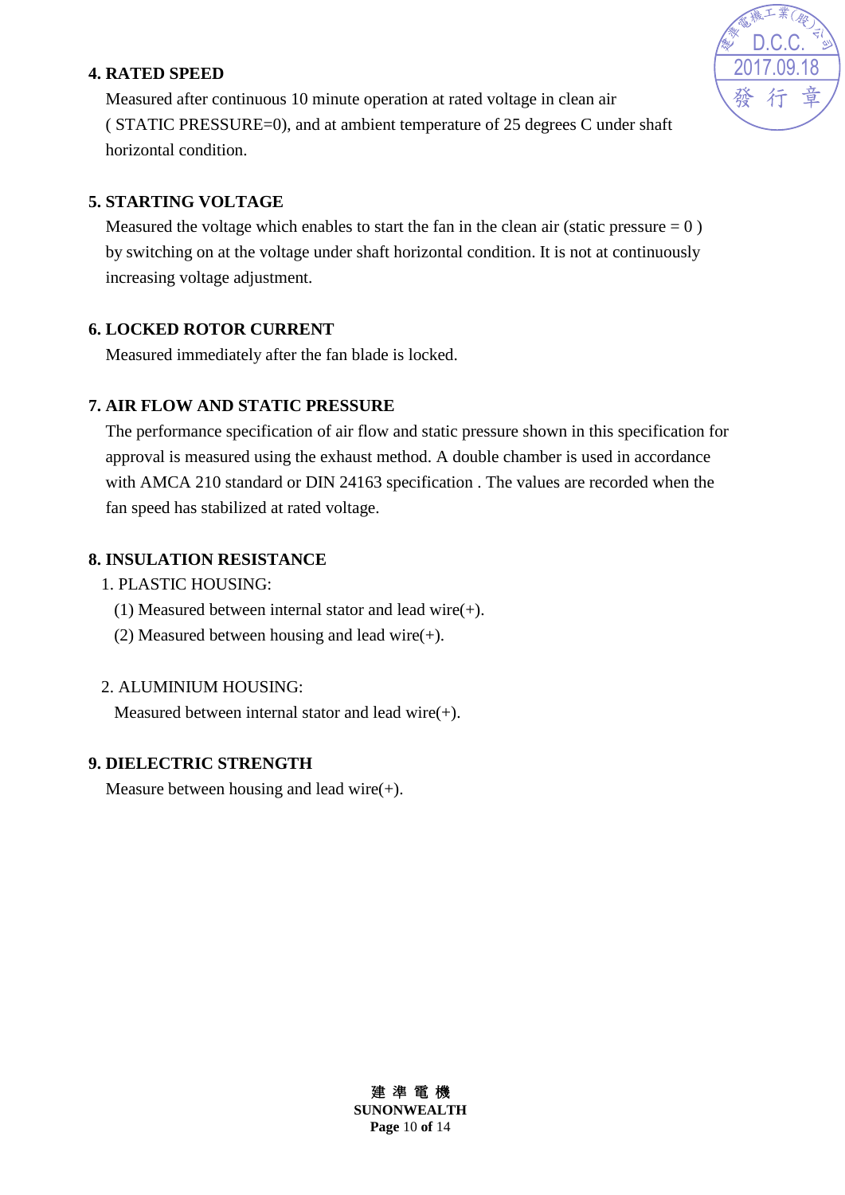## 4. RATED SPEED

Measured after continuous 10 minute operation at rated voltage in clean air ( STATIC PRESSURE=0), and at ambient temperature of 25 degrees C under shaft horizontal condition.

## 5. STARTING VOLTAGE

Measured the voltage which enables to start the fan in the clean air (static pressure = 0 ) by switching on at the voltage under shaft horizontal condition. It is not at continuously increasing voltage adjustment.

## 6. LOCKED ROTOR CURRENT

Measured immediately after the fan blade is locked.

## 7. AIR FLOW AND STATIC PRESSURE

The performance specification of air flow and static pressure shown in this specification for approval is measured using the exhaust method. A double chamber is used in accordance with AMCA 210 standard or DIN 24163 specification . The values are recorded when the fan speed has stabilized at rated voltage.

## 8. INSULATION RESISTANCE

1. PLASTIC HOUSING:
   - (1) Measured between internal stator and lead wire(+).
   - (2) Measured between housing and lead wire(+).

2. ALUMINIUM HOUSING:
   Measured between internal stator and lead wire(+).

## 9. DIELECTRIC STRENGTH

Measure between housing and lead wire(+).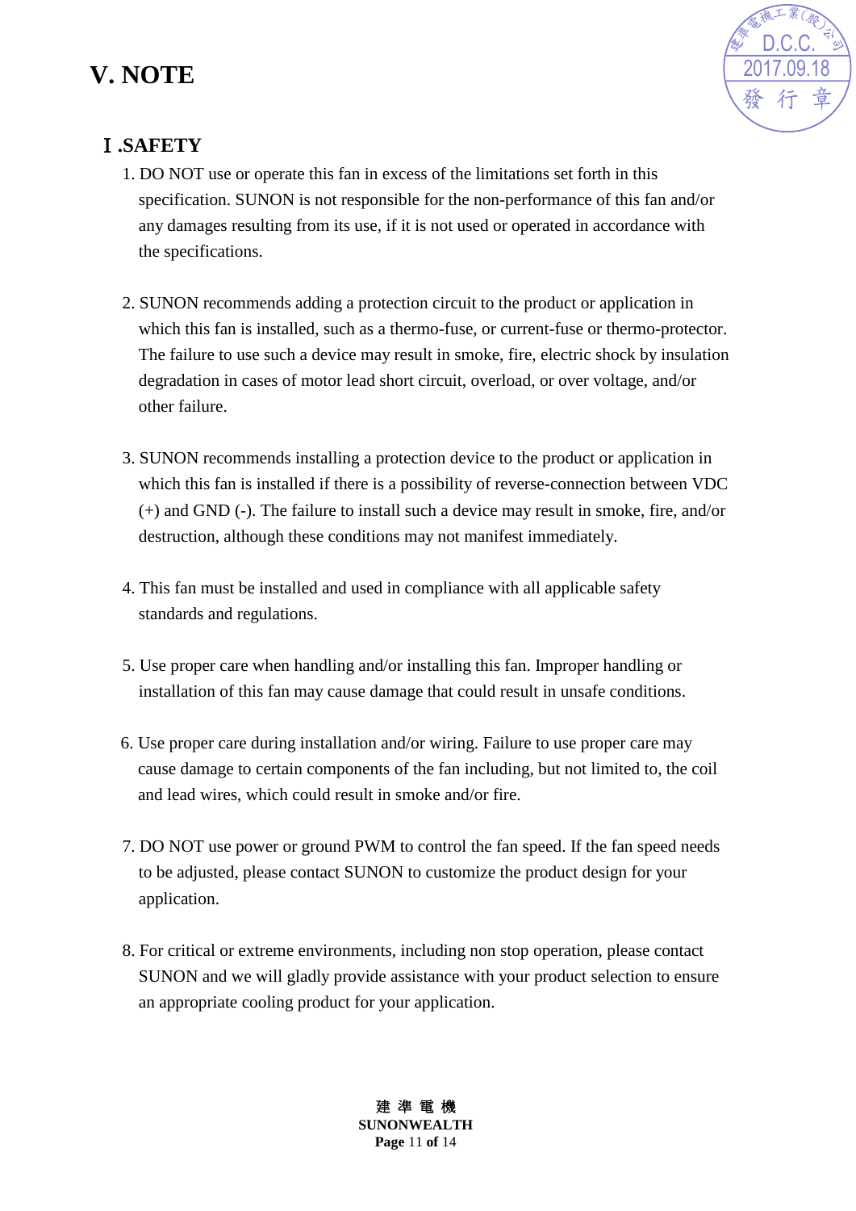# V. NOTE

## Ⅰ.SAFETY

1. DO NOT use or operate this fan in excess of the limitations set forth in this specification. SUNON is not responsible for the non-performance of this fan and/or any damages resulting from its use, if it is not used or operated in accordance with the specifications.

2. SUNON recommends adding a protection circuit to the product or application in which this fan is installed, such as a thermo-fuse, or current-fuse or thermo-protector. The failure to use such a device may result in smoke, fire, electric shock by insulation degradation in cases of motor lead short circuit, overload, or over voltage, and/or other failure.

3. SUNON recommends installing a protection device to the product or application in which this fan is installed if there is a possibility of reverse-connection between VDC (+) and GND (-). The failure to install such a device may result in smoke, fire, and/or destruction, although these conditions may not manifest immediately.

4. This fan must be installed and used in compliance with all applicable safety standards and regulations.

5. Use proper care when handling and/or installing this fan. Improper handling or installation of this fan may cause damage that could result in unsafe conditions.

6. Use proper care during installation and/or wiring. Failure to use proper care may cause damage to certain components of the fan including, but not limited to, the coil and lead wires, which could result in smoke and/or fire.

7. DO NOT use power or ground PWM to control the fan speed. If the fan speed needs to be adjusted, please contact SUNON to customize the product design for your application.

8. For critical or extreme environments, including non stop operation, please contact SUNON and we will gladly provide assistance with your product selection to ensure an appropriate cooling product for your application.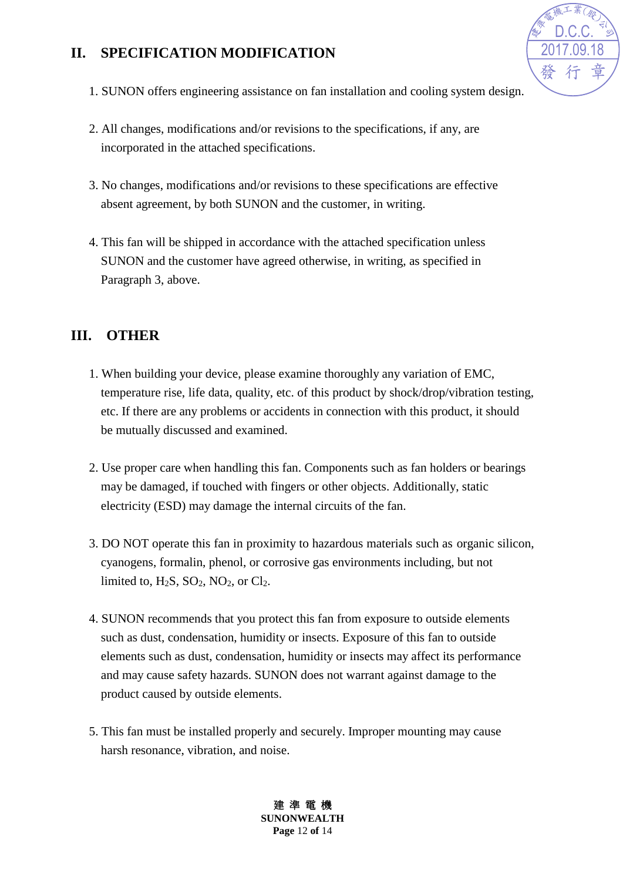## II. SPECIFICATION MODIFICATION

1. SUNON offers engineering assistance on fan installation and cooling system design.

2. All changes, modifications and/or revisions to the specifications, if any, are incorporated in the attached specifications.

3. No changes, modifications and/or revisions to these specifications are effective absent agreement, by both SUNON and the customer, in writing.

4. This fan will be shipped in accordance with the attached specification unless SUNON and the customer have agreed otherwise, in writing, as specified in Paragraph 3, above.

## III. OTHER

1. When building your device, please examine thoroughly any variation of EMC, temperature rise, life data, quality, etc. of this product by shock/drop/vibration testing, etc. If there are any problems or accidents in connection with this product, it should be mutually discussed and examined.

2. Use proper care when handling this fan. Components such as fan holders or bearings may be damaged, if touched with fingers or other objects. Additionally, static electricity (ESD) may damage the internal circuits of the fan.

3. DO NOT operate this fan in proximity to hazardous materials such as organic silicon, cyanogens, formalin, phenol, or corrosive gas environments including, but not limited to, $H_2S$, $SO_2$, $NO_2$, or $Cl_2$.

4. SUNON recommends that you protect this fan from exposure to outside elements such as dust, condensation, humidity or insects. Exposure of this fan to outside elements such as dust, condensation, humidity or insects may affect its performance and may cause safety hazards. SUNON does not warrant against damage to the product caused by outside elements.

5. This fan must be installed properly and securely. Improper mounting may cause harsh resonance, vibration, and noise.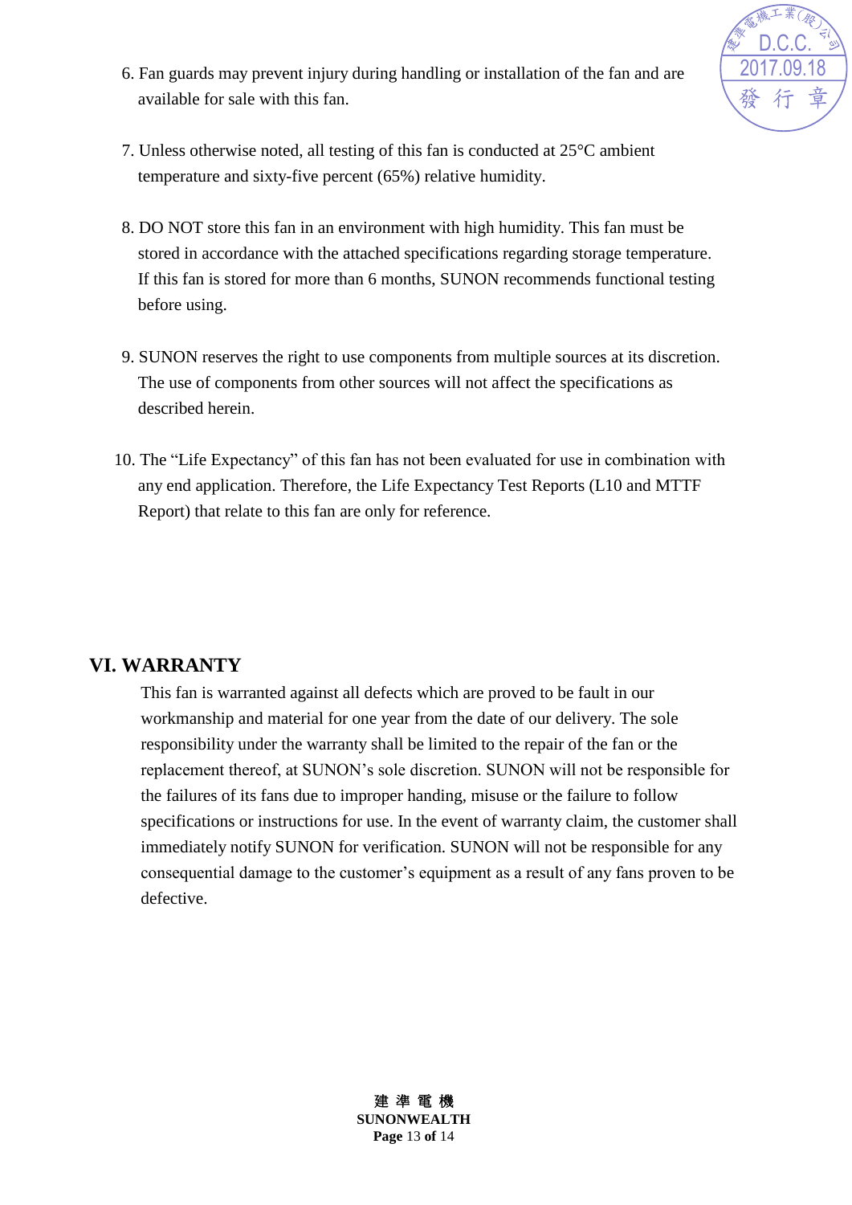6. Fan guards may prevent injury during handling or installation of the fan and are available for sale with this fan.

7. Unless otherwise noted, all testing of this fan is conducted at 25°C ambient temperature and sixty-five percent (65%) relative humidity.

8. DO NOT store this fan in an environment with high humidity. This fan must be stored in accordance with the attached specifications regarding storage temperature. If this fan is stored for more than 6 months, SUNON recommends functional testing before using.

9. SUNON reserves the right to use components from multiple sources at its discretion. The use of components from other sources will not affect the specifications as described herein.

10. The “Life Expectancy” of this fan has not been evaluated for use in combination with any end application. Therefore, the Life Expectancy Test Reports (L10 and MTTF Report) that relate to this fan are only for reference.

## VI. WARRANTY

This fan is warranted against all defects which are proved to be fault in our workmanship and material for one year from the date of our delivery. The sole responsibility under the warranty shall be limited to the repair of the fan or the replacement thereof, at SUNON’s sole discretion. SUNON will not be responsible for the failures of its fans due to improper handing, misuse or the failure to follow specifications or instructions for use. In the event of warranty claim, the customer shall immediately notify SUNON for verification. SUNON will not be responsible for any consequential damage to the customer’s equipment as a result of any fans proven to be defective.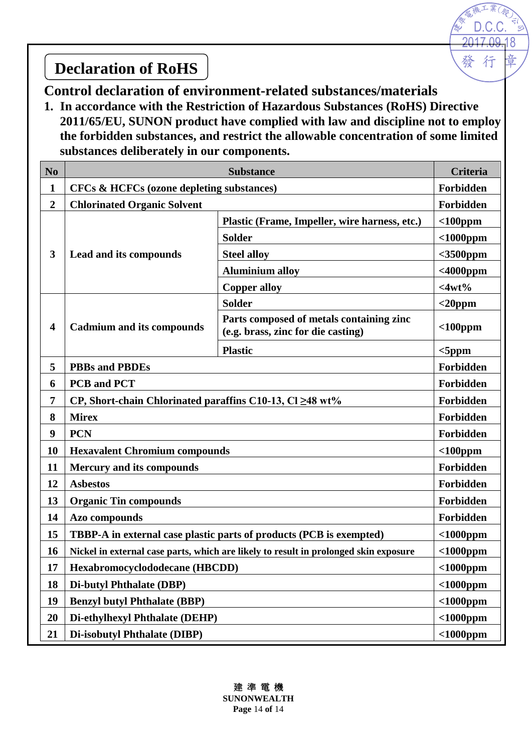## Declaration of RoHS

### Control declaration of environment-related substances/materials

1. In accordance with the Restriction of Hazardous Substances (RoHS) Directive 2011/65/EU, SUNON product have complied with law and discipline not to employ the forbidden substances, and restrict the allowable concentration of some limited substances deliberately in our components.

| No | Substance | | Criteria |
|---|---|---|---|
| 1 | CFCs & HCFCs (ozone depleting substances) | | Forbidden |
| 2 | Chlorinated Organic Solvent | | Forbidden |
| 3 | Lead and its compounds | Plastic (Frame, Impeller, wire harness, etc.) | <100ppm |
| | | Solder | <1000ppm |
| | | Steel alloy | <3500ppm |
| | | Aluminium alloy | <4000ppm |
| | | Copper alloy | <4wt% |
| 4 | Cadmium and its compounds | Solder | <20ppm |
| | | Parts composed of metals containing zinc (e.g. brass, zinc for die casting) | <100ppm |
| | | Plastic | <5ppm |
| 5 | PBBs and PBDEs | | Forbidden |
| 6 | PCB and PCT | | Forbidden |
| 7 | CP, Short-chain Chlorinated paraffins C10-13, Cl ≥48 wt% | | Forbidden |
| 8 | Mirex | | Forbidden |
| 9 | PCN | | Forbidden |
| 10 | Hexavalent Chromium compounds | | <100ppm |
| 11 | Mercury and its compounds | | Forbidden |
| 12 | Asbestos | | Forbidden |
| 13 | Organic Tin compounds | | Forbidden |
| 14 | Azo compounds | | Forbidden |
| 15 | TBBP-A in external case plastic parts of products (PCB is exempted) | | <1000ppm |
| 16 | Nickel in external case parts, which are likely to result in prolonged skin exposure | | <1000ppm |
| 17 | Hexabromocyclododecane (HBCDD) | | <1000ppm |
| 18 | Di-butyl Phthalate (DBP) | | <1000ppm |
| 19 | Benzyl butyl Phthalate (BBP) | | <1000ppm |
| 20 | Di-ethylhexyl Phthalate (DEHP) | | <1000ppm |
| 21 | Di-isobutyl Phthalate (DIBP) | | <1000ppm |